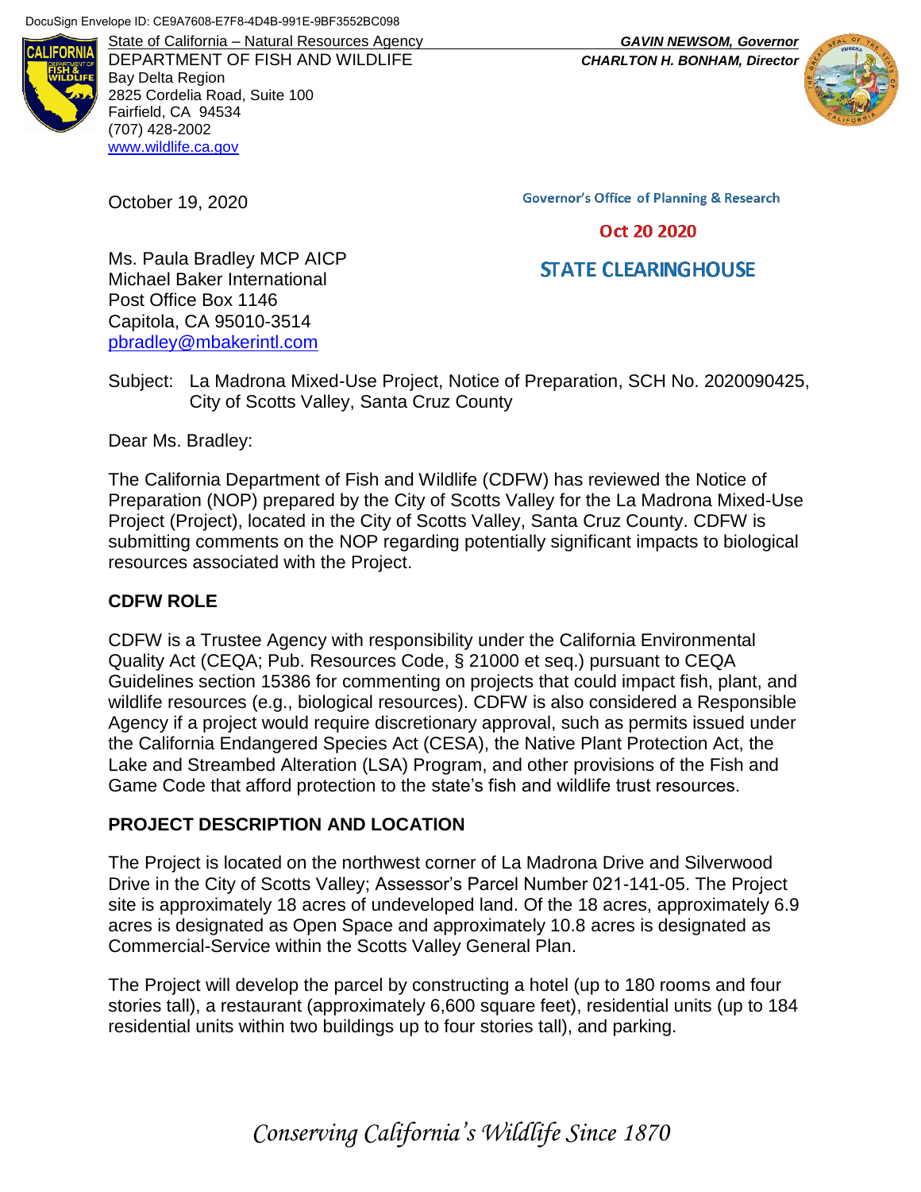DocuSign Envelope ID: CE9A7608-E7F8-4D4B-991E-9BF3552BC098

State of California – Natural Resources Agency
DEPARTMENT OF FISH AND WILDLIFE
Bay Delta Region
2825 Cordelia Road, Suite 100
Fairfield, CA 94534
(707) 428-2002
www.wildlife.ca.gov

***GAVIN NEWSOM, Governor***
***CHARLTON H. BONHAM, Director***

October 19, 2020

Governor's Office of Planning & Research

Oct 20 2020

STATE CLEARINGHOUSE

Ms. Paula Bradley MCP AICP
Michael Baker International
Post Office Box 1146
Capitola, CA 95010-3514
pbradley@mbakerintl.com

Subject: La Madrona Mixed-Use Project, Notice of Preparation, SCH No. 2020090425, City of Scotts Valley, Santa Cruz County

Dear Ms. Bradley:

The California Department of Fish and Wildlife (CDFW) has reviewed the Notice of Preparation (NOP) prepared by the City of Scotts Valley for the La Madrona Mixed-Use Project (Project), located in the City of Scotts Valley, Santa Cruz County. CDFW is submitting comments on the NOP regarding potentially significant impacts to biological resources associated with the Project.

## CDFW ROLE

CDFW is a Trustee Agency with responsibility under the California Environmental Quality Act (CEQA; Pub. Resources Code, § 21000 et seq.) pursuant to CEQA Guidelines section 15386 for commenting on projects that could impact fish, plant, and wildlife resources (e.g., biological resources). CDFW is also considered a Responsible Agency if a project would require discretionary approval, such as permits issued under the California Endangered Species Act (CESA), the Native Plant Protection Act, the Lake and Streambed Alteration (LSA) Program, and other provisions of the Fish and Game Code that afford protection to the state's fish and wildlife trust resources.

## PROJECT DESCRIPTION AND LOCATION

The Project is located on the northwest corner of La Madrona Drive and Silverwood Drive in the City of Scotts Valley; Assessor's Parcel Number 021-141-05. The Project site is approximately 18 acres of undeveloped land. Of the 18 acres, approximately 6.9 acres is designated as Open Space and approximately 10.8 acres is designated as Commercial-Service within the Scotts Valley General Plan.

The Project will develop the parcel by constructing a hotel (up to 180 rooms and four stories tall), a restaurant (approximately 6,600 square feet), residential units (up to 184 residential units within two buildings up to four stories tall), and parking.

*Conserving California's Wildlife Since 1870*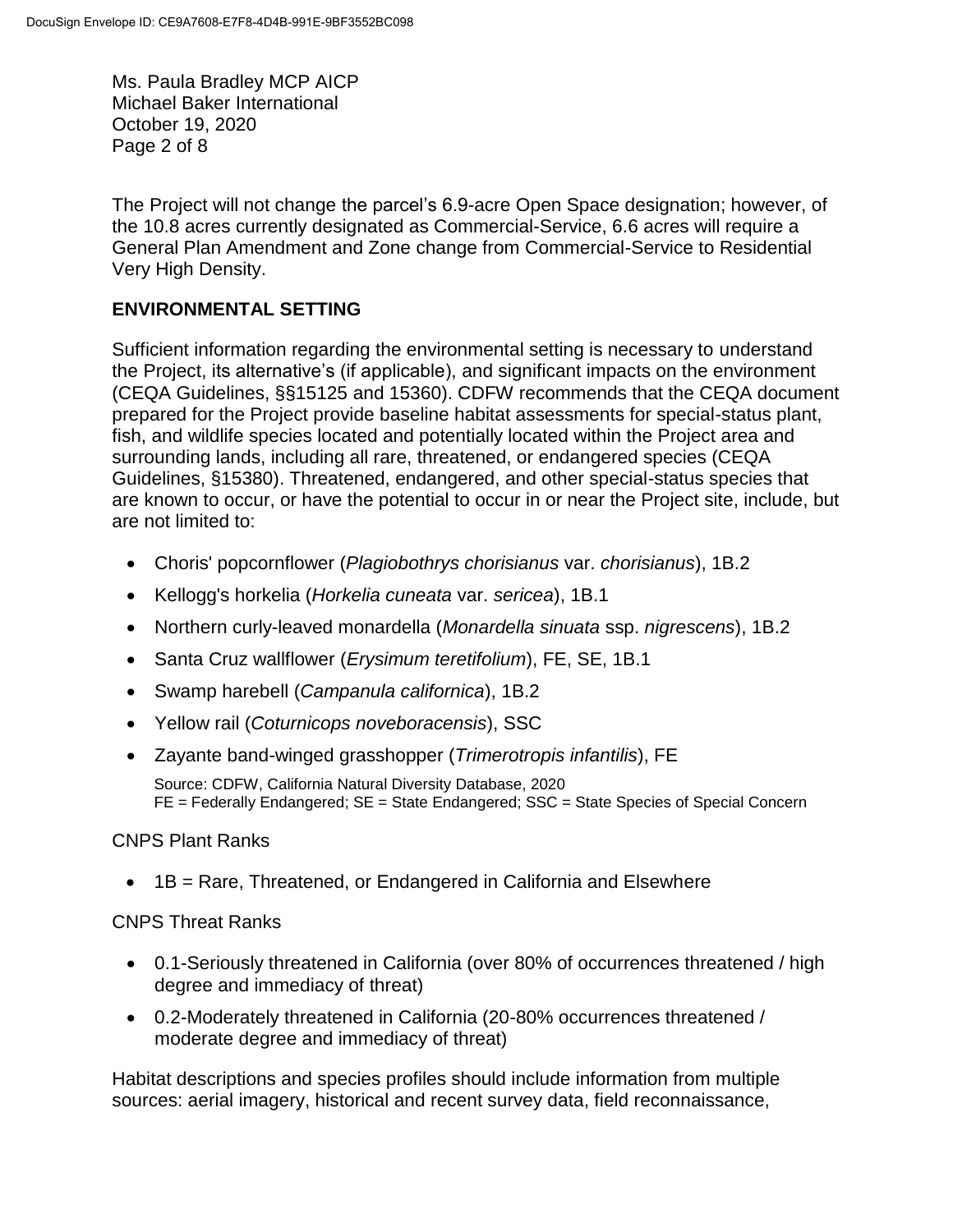The Project will not change the parcel's 6.9-acre Open Space designation; however, of the 10.8 acres currently designated as Commercial-Service, 6.6 acres will require a General Plan Amendment and Zone change from Commercial-Service to Residential Very High Density.

## ENVIRONMENTAL SETTING

Sufficient information regarding the environmental setting is necessary to understand the Project, its alternative's (if applicable), and significant impacts on the environment (CEQA Guidelines, §§15125 and 15360). CDFW recommends that the CEQA document prepared for the Project provide baseline habitat assessments for special-status plant, fish, and wildlife species located and potentially located within the Project area and surrounding lands, including all rare, threatened, or endangered species (CEQA Guidelines, §15380). Threatened, endangered, and other special-status species that are known to occur, or have the potential to occur in or near the Project site, include, but are not limited to:

- Choris' popcornflower (*Plagiobothrys chorisianus* var. *chorisianus*), 1B.2
- Kellogg's horkelia (*Horkelia cuneata* var. *sericea*), 1B.1
- Northern curly-leaved monardella (*Monardella sinuata* ssp. *nigrescens*), 1B.2
- Santa Cruz wallflower (*Erysimum teretifolium*), FE, SE, 1B.1
- Swamp harebell (*Campanula californica*), 1B.2
- Yellow rail (*Coturnicops noveboracensis*), SSC
- Zayante band-winged grasshopper (*Trimerotropis infantilis*), FE

Source: CDFW, California Natural Diversity Database, 2020
FE = Federally Endangered; SE = State Endangered; SSC = State Species of Special Concern

CNPS Plant Ranks

- 1B = Rare, Threatened, or Endangered in California and Elsewhere

CNPS Threat Ranks

- 0.1-Seriously threatened in California (over 80% of occurrences threatened / high degree and immediacy of threat)
- 0.2-Moderately threatened in California (20-80% occurrences threatened / moderate degree and immediacy of threat)

Habitat descriptions and species profiles should include information from multiple sources: aerial imagery, historical and recent survey data, field reconnaissance,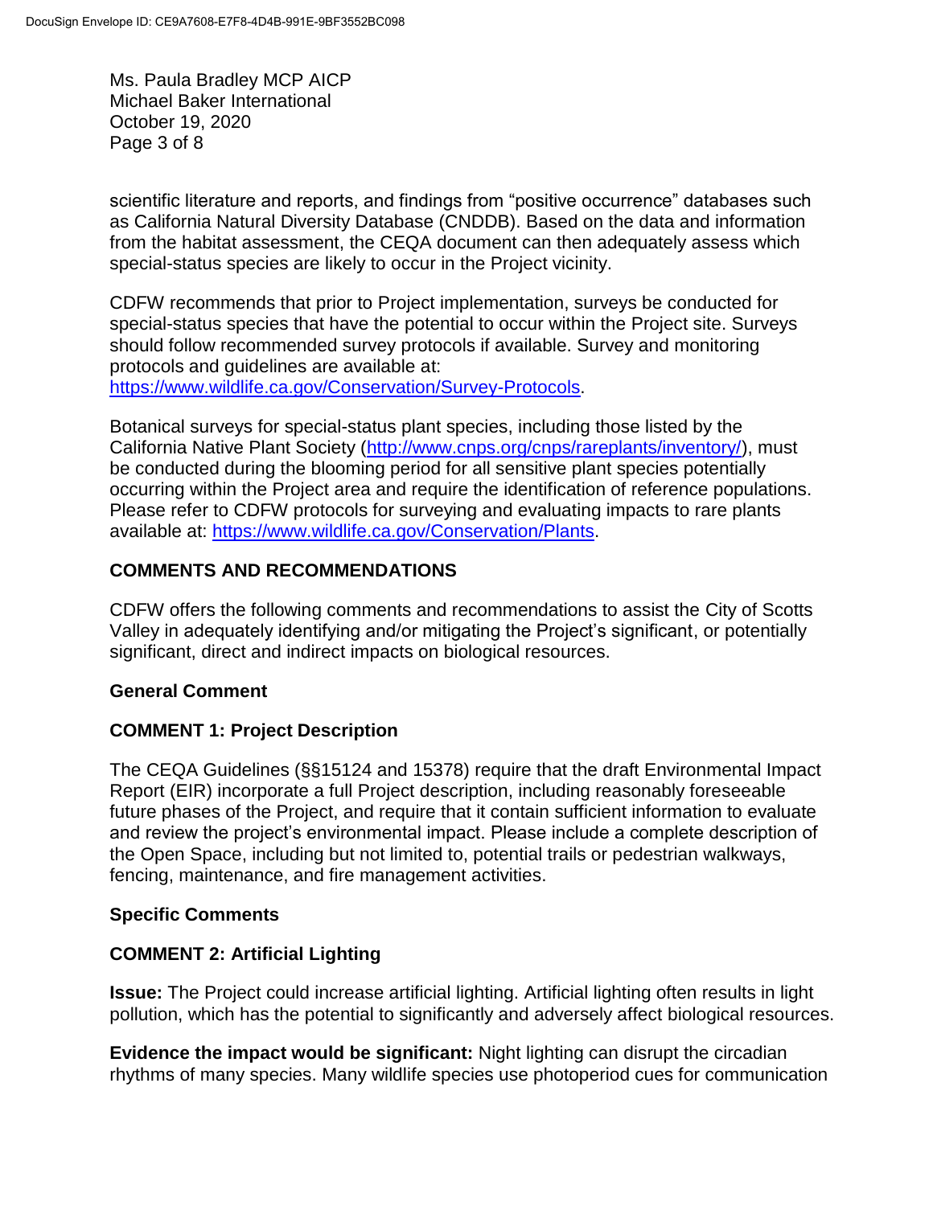scientific literature and reports, and findings from "positive occurrence" databases such as California Natural Diversity Database (CNDDB). Based on the data and information from the habitat assessment, the CEQA document can then adequately assess which special-status species are likely to occur in the Project vicinity.

CDFW recommends that prior to Project implementation, surveys be conducted for special-status species that have the potential to occur within the Project site. Surveys should follow recommended survey protocols if available. Survey and monitoring protocols and guidelines are available at: https://www.wildlife.ca.gov/Conservation/Survey-Protocols.

Botanical surveys for special-status plant species, including those listed by the California Native Plant Society (http://www.cnps.org/cnps/rareplants/inventory/), must be conducted during the blooming period for all sensitive plant species potentially occurring within the Project area and require the identification of reference populations. Please refer to CDFW protocols for surveying and evaluating impacts to rare plants available at: https://www.wildlife.ca.gov/Conservation/Plants.

## COMMENTS AND RECOMMENDATIONS

CDFW offers the following comments and recommendations to assist the City of Scotts Valley in adequately identifying and/or mitigating the Project's significant, or potentially significant, direct and indirect impacts on biological resources.

### General Comment

### COMMENT 1: Project Description

The CEQA Guidelines (§§15124 and 15378) require that the draft Environmental Impact Report (EIR) incorporate a full Project description, including reasonably foreseeable future phases of the Project, and require that it contain sufficient information to evaluate and review the project's environmental impact. Please include a complete description of the Open Space, including but not limited to, potential trails or pedestrian walkways, fencing, maintenance, and fire management activities.

### Specific Comments

### COMMENT 2: Artificial Lighting

**Issue:** The Project could increase artificial lighting. Artificial lighting often results in light pollution, which has the potential to significantly and adversely affect biological resources.

**Evidence the impact would be significant:** Night lighting can disrupt the circadian rhythms of many species. Many wildlife species use photoperiod cues for communication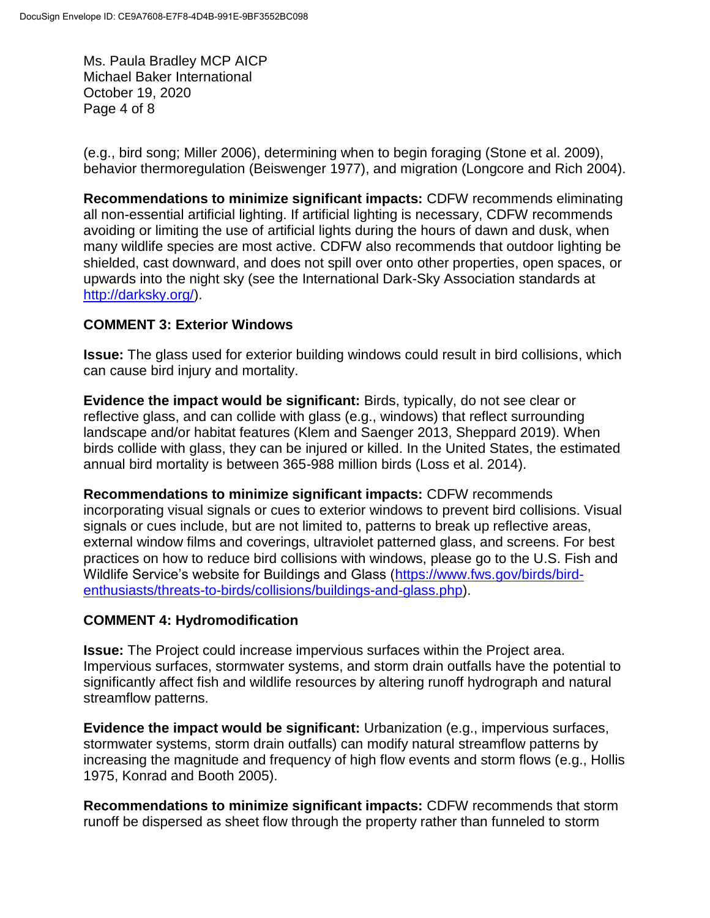(e.g., bird song; Miller 2006), determining when to begin foraging (Stone et al. 2009), behavior thermoregulation (Beiswenger 1977), and migration (Longcore and Rich 2004).

**Recommendations to minimize significant impacts:** CDFW recommends eliminating all non-essential artificial lighting. If artificial lighting is necessary, CDFW recommends avoiding or limiting the use of artificial lights during the hours of dawn and dusk, when many wildlife species are most active. CDFW also recommends that outdoor lighting be shielded, cast downward, and does not spill over onto other properties, open spaces, or upwards into the night sky (see the International Dark-Sky Association standards at [http://darksky.org/](http://darksky.org/)).

### COMMENT 3: Exterior Windows

**Issue:** The glass used for exterior building windows could result in bird collisions, which can cause bird injury and mortality.

**Evidence the impact would be significant:** Birds, typically, do not see clear or reflective glass, and can collide with glass (e.g., windows) that reflect surrounding landscape and/or habitat features (Klem and Saenger 2013, Sheppard 2019). When birds collide with glass, they can be injured or killed. In the United States, the estimated annual bird mortality is between 365-988 million birds (Loss et al. 2014).

**Recommendations to minimize significant impacts:** CDFW recommends incorporating visual signals or cues to exterior windows to prevent bird collisions. Visual signals or cues include, but are not limited to, patterns to break up reflective areas, external window films and coverings, ultraviolet patterned glass, and screens. For best practices on how to reduce bird collisions with windows, please go to the U.S. Fish and Wildlife Service's website for Buildings and Glass ([https://www.fws.gov/birds/bird-enthusiasts/threats-to-birds/collisions/buildings-and-glass.php](https://www.fws.gov/birds/bird-enthusiasts/threats-to-birds/collisions/buildings-and-glass.php)).

### COMMENT 4: Hydromodification

**Issue:** The Project could increase impervious surfaces within the Project area. Impervious surfaces, stormwater systems, and storm drain outfalls have the potential to significantly affect fish and wildlife resources by altering runoff hydrograph and natural streamflow patterns.

**Evidence the impact would be significant:** Urbanization (e.g., impervious surfaces, stormwater systems, storm drain outfalls) can modify natural streamflow patterns by increasing the magnitude and frequency of high flow events and storm flows (e.g., Hollis 1975, Konrad and Booth 2005).

**Recommendations to minimize significant impacts:** CDFW recommends that storm runoff be dispersed as sheet flow through the property rather than funneled to storm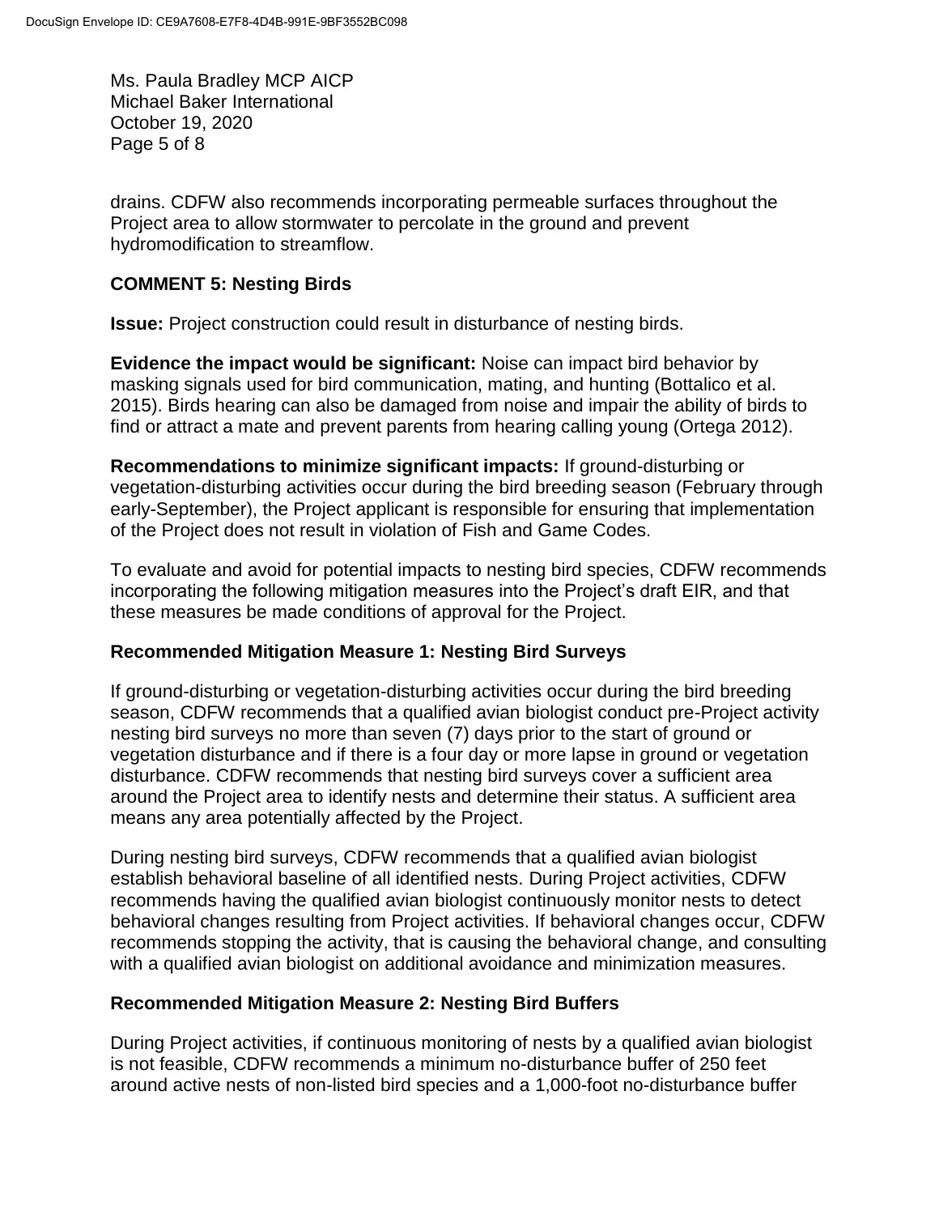drains. CDFW also recommends incorporating permeable surfaces throughout the Project area to allow stormwater to percolate in the ground and prevent hydromodification to streamflow.

## COMMENT 5: Nesting Birds

**Issue:** Project construction could result in disturbance of nesting birds.

**Evidence the impact would be significant:** Noise can impact bird behavior by masking signals used for bird communication, mating, and hunting (Bottalico et al. 2015). Birds hearing can also be damaged from noise and impair the ability of birds to find or attract a mate and prevent parents from hearing calling young (Ortega 2012).

**Recommendations to minimize significant impacts:** If ground-disturbing or vegetation-disturbing activities occur during the bird breeding season (February through early-September), the Project applicant is responsible for ensuring that implementation of the Project does not result in violation of Fish and Game Codes.

To evaluate and avoid for potential impacts to nesting bird species, CDFW recommends incorporating the following mitigation measures into the Project's draft EIR, and that these measures be made conditions of approval for the Project.

### Recommended Mitigation Measure 1: Nesting Bird Surveys

If ground-disturbing or vegetation-disturbing activities occur during the bird breeding season, CDFW recommends that a qualified avian biologist conduct pre-Project activity nesting bird surveys no more than seven (7) days prior to the start of ground or vegetation disturbance and if there is a four day or more lapse in ground or vegetation disturbance. CDFW recommends that nesting bird surveys cover a sufficient area around the Project area to identify nests and determine their status. A sufficient area means any area potentially affected by the Project.

During nesting bird surveys, CDFW recommends that a qualified avian biologist establish behavioral baseline of all identified nests. During Project activities, CDFW recommends having the qualified avian biologist continuously monitor nests to detect behavioral changes resulting from Project activities. If behavioral changes occur, CDFW recommends stopping the activity, that is causing the behavioral change, and consulting with a qualified avian biologist on additional avoidance and minimization measures.

### Recommended Mitigation Measure 2: Nesting Bird Buffers

During Project activities, if continuous monitoring of nests by a qualified avian biologist is not feasible, CDFW recommends a minimum no-disturbance buffer of 250 feet around active nests of non-listed bird species and a 1,000-foot no-disturbance buffer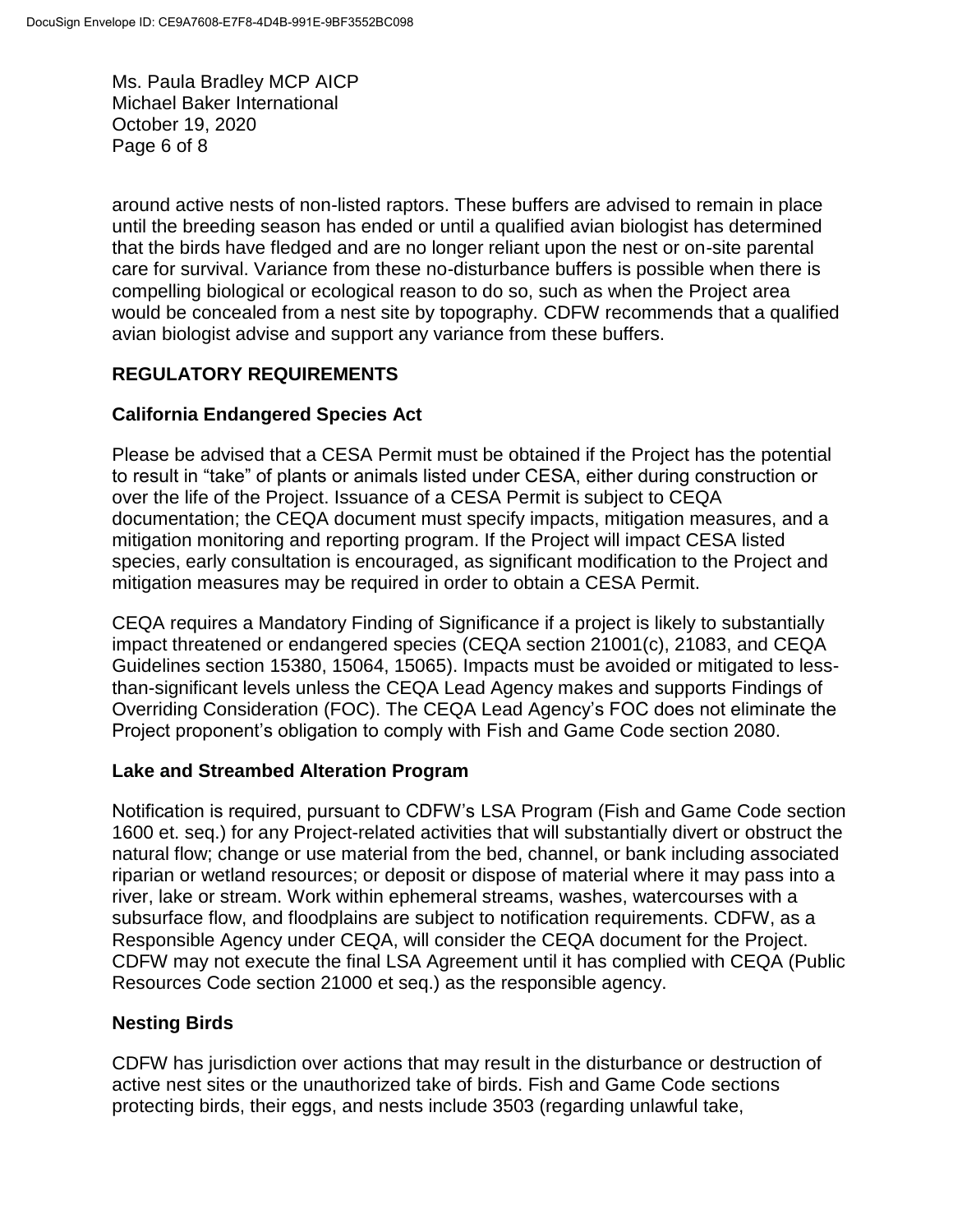around active nests of non-listed raptors. These buffers are advised to remain in place until the breeding season has ended or until a qualified avian biologist has determined that the birds have fledged and are no longer reliant upon the nest or on-site parental care for survival. Variance from these no-disturbance buffers is possible when there is compelling biological or ecological reason to do so, such as when the Project area would be concealed from a nest site by topography. CDFW recommends that a qualified avian biologist advise and support any variance from these buffers.

## REGULATORY REQUIREMENTS

### California Endangered Species Act

Please be advised that a CESA Permit must be obtained if the Project has the potential to result in "take" of plants or animals listed under CESA, either during construction or over the life of the Project. Issuance of a CESA Permit is subject to CEQA documentation; the CEQA document must specify impacts, mitigation measures, and a mitigation monitoring and reporting program. If the Project will impact CESA listed species, early consultation is encouraged, as significant modification to the Project and mitigation measures may be required in order to obtain a CESA Permit.

CEQA requires a Mandatory Finding of Significance if a project is likely to substantially impact threatened or endangered species (CEQA section 21001(c), 21083, and CEQA Guidelines section 15380, 15064, 15065). Impacts must be avoided or mitigated to less-than-significant levels unless the CEQA Lead Agency makes and supports Findings of Overriding Consideration (FOC). The CEQA Lead Agency's FOC does not eliminate the Project proponent's obligation to comply with Fish and Game Code section 2080.

### Lake and Streambed Alteration Program

Notification is required, pursuant to CDFW's LSA Program (Fish and Game Code section 1600 et. seq.) for any Project-related activities that will substantially divert or obstruct the natural flow; change or use material from the bed, channel, or bank including associated riparian or wetland resources; or deposit or dispose of material where it may pass into a river, lake or stream. Work within ephemeral streams, washes, watercourses with a subsurface flow, and floodplains are subject to notification requirements. CDFW, as a Responsible Agency under CEQA, will consider the CEQA document for the Project. CDFW may not execute the final LSA Agreement until it has complied with CEQA (Public Resources Code section 21000 et seq.) as the responsible agency.

### Nesting Birds

CDFW has jurisdiction over actions that may result in the disturbance or destruction of active nest sites or the unauthorized take of birds. Fish and Game Code sections protecting birds, their eggs, and nests include 3503 (regarding unlawful take,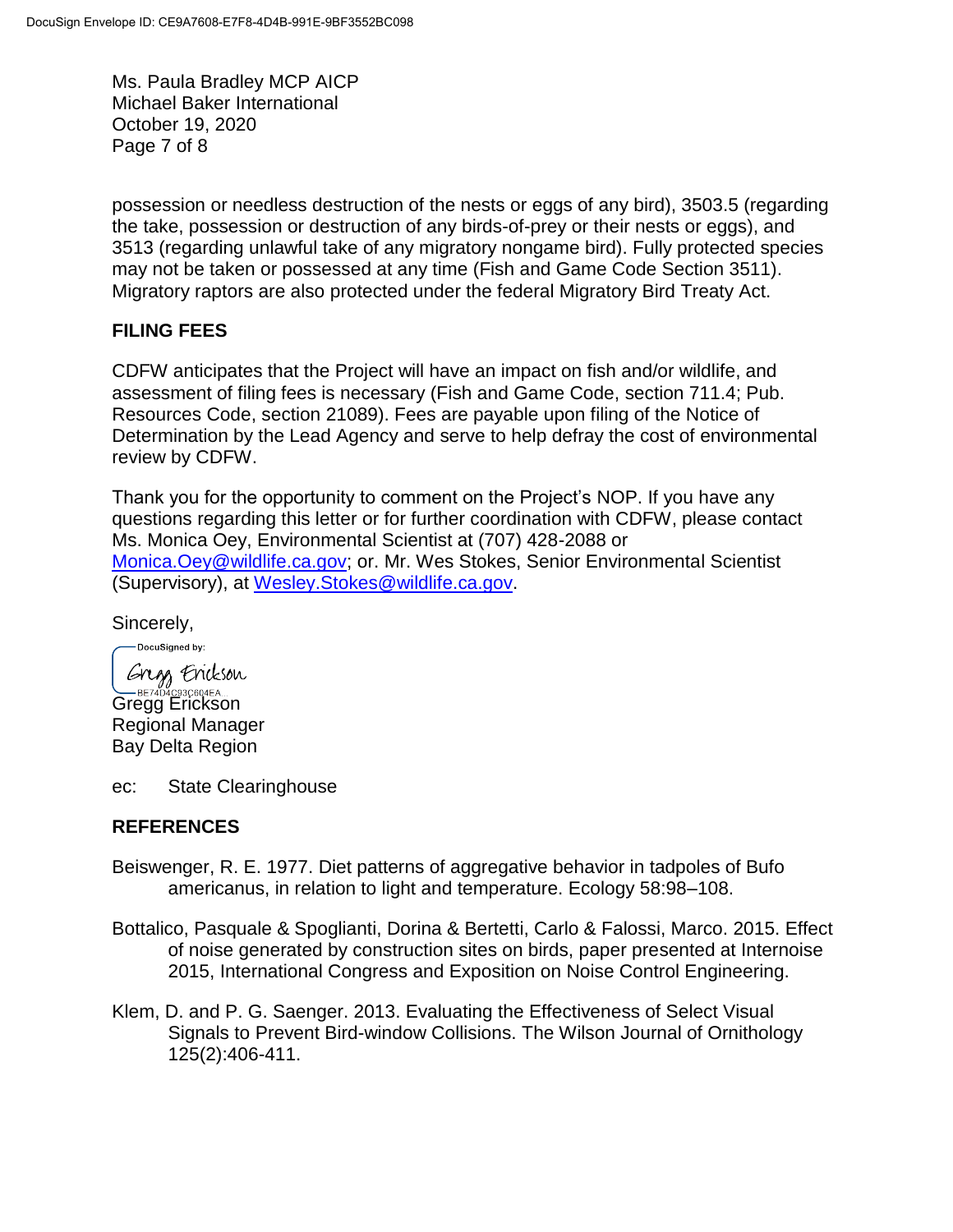possession or needless destruction of the nests or eggs of any bird), 3503.5 (regarding the take, possession or destruction of any birds-of-prey or their nests or eggs), and 3513 (regarding unlawful take of any migratory nongame bird). Fully protected species may not be taken or possessed at any time (Fish and Game Code Section 3511). Migratory raptors are also protected under the federal Migratory Bird Treaty Act.

## FILING FEES

CDFW anticipates that the Project will have an impact on fish and/or wildlife, and assessment of filing fees is necessary (Fish and Game Code, section 711.4; Pub. Resources Code, section 21089). Fees are payable upon filing of the Notice of Determination by the Lead Agency and serve to help defray the cost of environmental review by CDFW.

Thank you for the opportunity to comment on the Project's NOP. If you have any questions regarding this letter or for further coordination with CDFW, please contact Ms. Monica Oey, Environmental Scientist at (707) 428-2088 or Monica.Oey@wildlife.ca.gov; or. Mr. Wes Stokes, Senior Environmental Scientist (Supervisory), at Wesley.Stokes@wildlife.ca.gov.

Sincerely,

DocuSigned by:
Gregg Erickson
BE74D4C93C604EA...

Gregg Erickson
Regional Manager
Bay Delta Region

ec: State Clearinghouse

## REFERENCES

Beiswenger, R. E. 1977. Diet patterns of aggregative behavior in tadpoles of Bufo americanus, in relation to light and temperature. Ecology 58:98–108.

Bottalico, Pasquale & Spoglianti, Dorina & Bertetti, Carlo & Falossi, Marco. 2015. Effect of noise generated by construction sites on birds, paper presented at Internoise 2015, International Congress and Exposition on Noise Control Engineering.

Klem, D. and P. G. Saenger. 2013. Evaluating the Effectiveness of Select Visual Signals to Prevent Bird-window Collisions. The Wilson Journal of Ornithology 125(2):406-411.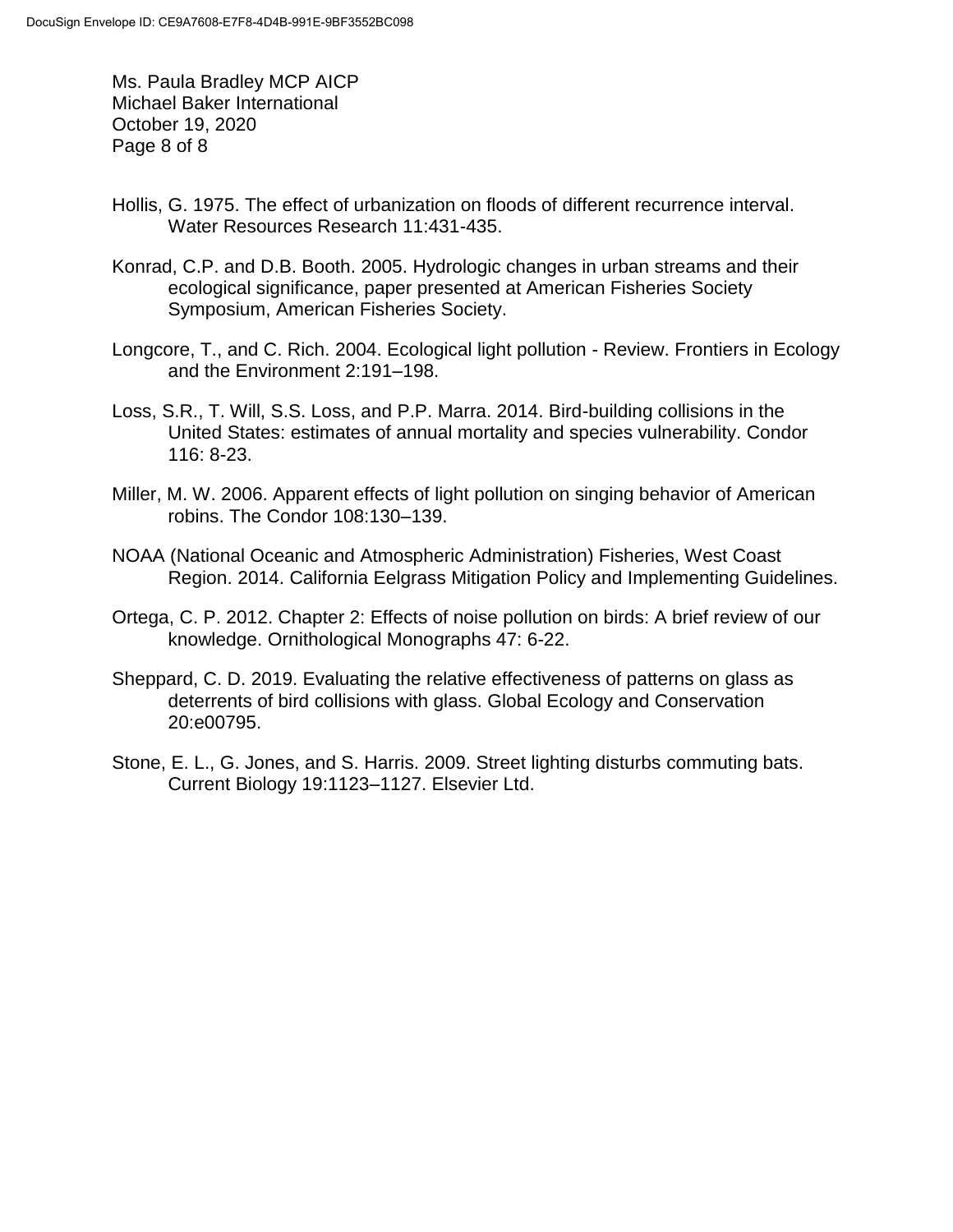Hollis, G. 1975. The effect of urbanization on floods of different recurrence interval. Water Resources Research 11:431-435.

Konrad, C.P. and D.B. Booth. 2005. Hydrologic changes in urban streams and their ecological significance, paper presented at American Fisheries Society Symposium, American Fisheries Society.

Longcore, T., and C. Rich. 2004. Ecological light pollution - Review. Frontiers in Ecology and the Environment 2:191–198.

Loss, S.R., T. Will, S.S. Loss, and P.P. Marra. 2014. Bird-building collisions in the United States: estimates of annual mortality and species vulnerability. Condor 116: 8-23.

Miller, M. W. 2006. Apparent effects of light pollution on singing behavior of American robins. The Condor 108:130–139.

NOAA (National Oceanic and Atmospheric Administration) Fisheries, West Coast Region. 2014. California Eelgrass Mitigation Policy and Implementing Guidelines.

Ortega, C. P. 2012. Chapter 2: Effects of noise pollution on birds: A brief review of our knowledge. Ornithological Monographs 47: 6-22.

Sheppard, C. D. 2019. Evaluating the relative effectiveness of patterns on glass as deterrents of bird collisions with glass. Global Ecology and Conservation 20:e00795.

Stone, E. L., G. Jones, and S. Harris. 2009. Street lighting disturbs commuting bats. Current Biology 19:1123–1127. Elsevier Ltd.